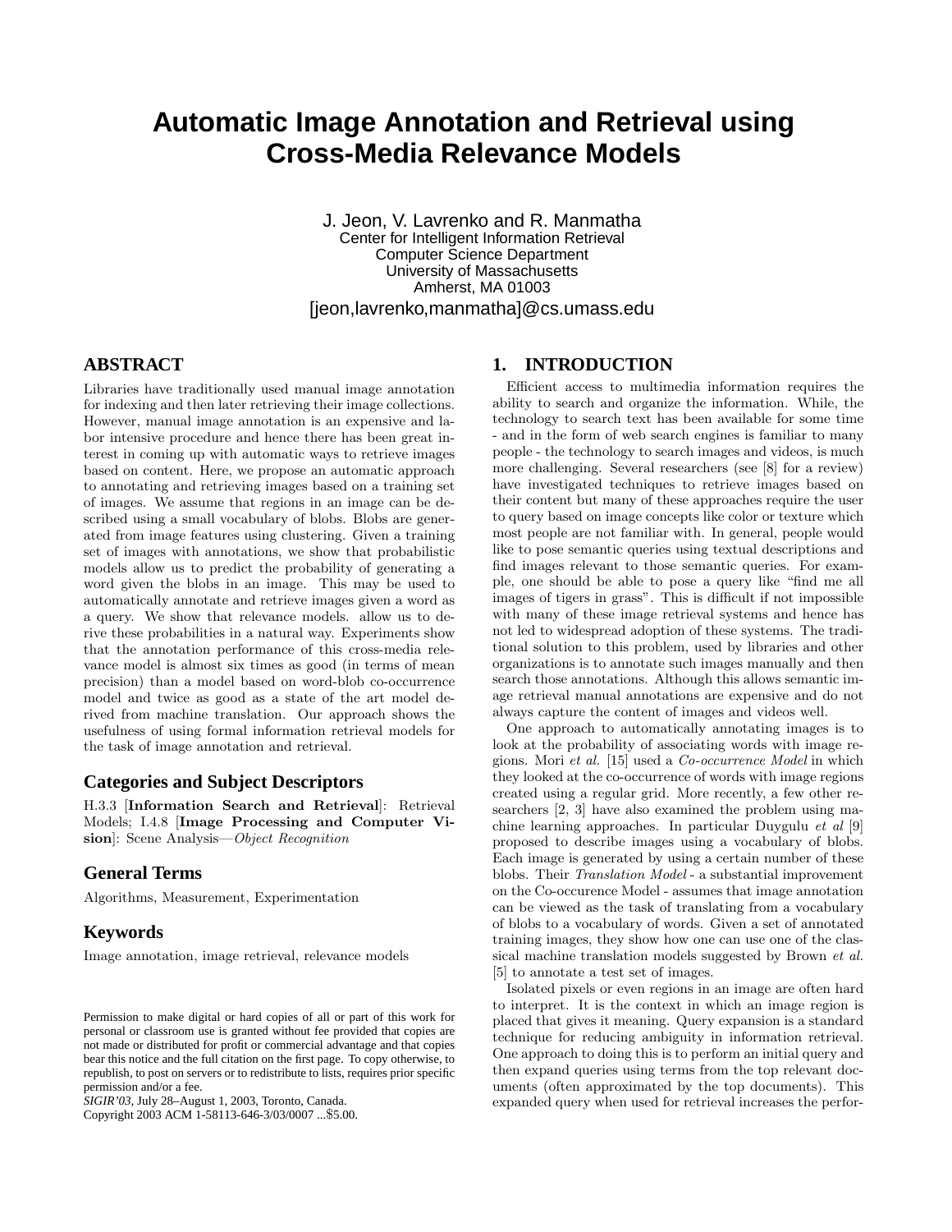# Automatic Image Annotation and Retrieval using Cross-Media Relevance Models

J. Jeon, V. Lavrenko and R. Manmatha
Center for Intelligent Information Retrieval
Computer Science Department
University of Massachusetts
Amherst, MA 01003
[jeon,lavrenko,manmatha]@cs.umass.edu

## ABSTRACT

Libraries have traditionally used manual image annotation for indexing and then later retrieving their image collections. However, manual image annotation is an expensive and labor intensive procedure and hence there has been great interest in coming up with automatic ways to retrieve images based on content. Here, we propose an automatic approach to annotating and retrieving images based on a training set of images. We assume that regions in an image can be described using a small vocabulary of blobs. Blobs are generated from image features using clustering. Given a training set of images with annotations, we show that probabilistic models allow us to predict the probability of generating a word given the blobs in an image. This may be used to automatically annotate and retrieve images given a word as a query. We show that relevance models. allow us to derive these probabilities in a natural way. Experiments show that the annotation performance of this cross-media relevance model is almost six times as good (in terms of mean precision) than a model based on word-blob co-occurrence model and twice as good as a state of the art model derived from machine translation. Our approach shows the usefulness of using formal information retrieval models for the task of image annotation and retrieval.

### Categories and Subject Descriptors

H.3.3 [**Information Search and Retrieval**]: Retrieval Models; I.4.8 [**Image Processing and Computer Vision**]: Scene Analysis—*Object Recognition*

### General Terms

Algorithms, Measurement, Experimentation

### Keywords

Image annotation, image retrieval, relevance models

Permission to make digital or hard copies of all or part of this work for personal or classroom use is granted without fee provided that copies are not made or distributed for profit or commercial advantage and that copies bear this notice and the full citation on the first page. To copy otherwise, to republish, to post on servers or to redistribute to lists, requires prior specific permission and/or a fee.
*SIGIR'03,* July 28–August 1, 2003, Toronto, Canada.
Copyright 2003 ACM 1-58113-646-3/03/0007 ...$5.00.

## 1. INTRODUCTION

Efficient access to multimedia information requires the ability to search and organize the information. While, the technology to search text has been available for some time - and in the form of web search engines is familiar to many people - the technology to search images and videos, is much more challenging. Several researchers (see [8] for a review) have investigated techniques to retrieve images based on their content but many of these approaches require the user to query based on image concepts like color or texture which most people are not familiar with. In general, people would like to pose semantic queries using textual descriptions and find images relevant to those semantic queries. For example, one should be able to pose a query like "find me all images of tigers in grass". This is difficult if not impossible with many of these image retrieval systems and hence has not led to widespread adoption of these systems. The traditional solution to this problem, used by libraries and other organizations is to annotate such images manually and then search those annotations. Although this allows semantic image retrieval manual annotations are expensive and do not always capture the content of images and videos well.

One approach to automatically annotating images is to look at the probability of associating words with image regions. Mori *et al.* [15] used a *Co-occurrence Model* in which they looked at the co-occurrence of words with image regions created using a regular grid. More recently, a few other researchers [2, 3] have also examined the problem using machine learning approaches. In particular Duygulu *et al* [9] proposed to describe images using a vocabulary of blobs. Each image is generated by using a certain number of these blobs. Their *Translation Model* - a substantial improvement on the Co-occurence Model - assumes that image annotation can be viewed as the task of translating from a vocabulary of blobs to a vocabulary of words. Given a set of annotated training images, they show how one can use one of the classical machine translation models suggested by Brown *et al.* [5] to annotate a test set of images.

Isolated pixels or even regions in an image are often hard to interpret. It is the context in which an image region is placed that gives it meaning. Query expansion is a standard technique for reducing ambiguity in information retrieval. One approach to doing this is to perform an initial query and then expand queries using terms from the top relevant documents (often approximated by the top documents). This expanded query when used for retrieval increases the perfor-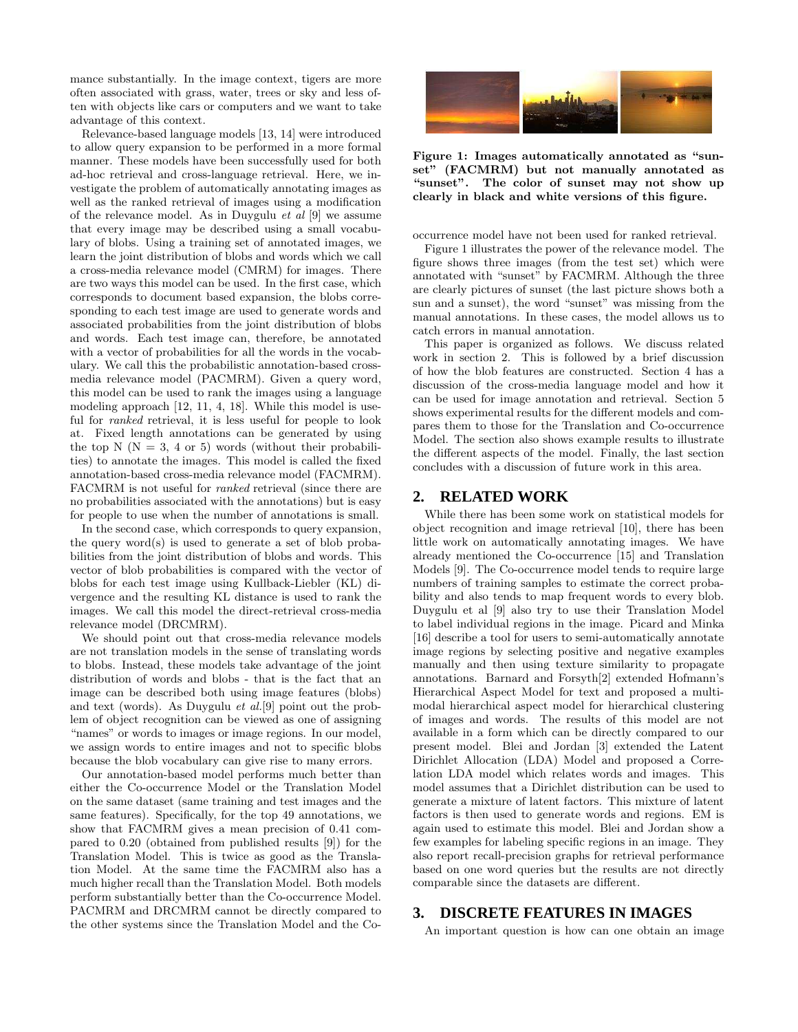mance substantially. In the image context, tigers are more often associated with grass, water, trees or sky and less often with objects like cars or computers and we want to take advantage of this context.

Relevance-based language models [13, 14] were introduced to allow query expansion to be performed in a more formal manner. These models have been successfully used for both ad-hoc retrieval and cross-language retrieval. Here, we investigate the problem of automatically annotating images as well as the ranked retrieval of images using a modification of the relevance model. As in Duygulu *et al* [9] we assume that every image may be described using a small vocabulary of blobs. Using a training set of annotated images, we learn the joint distribution of blobs and words which we call a cross-media relevance model (CMRM) for images. There are two ways this model can be used. In the first case, which corresponds to document based expansion, the blobs corresponding to each test image are used to generate words and associated probabilities from the joint distribution of blobs and words. Each test image can, therefore, be annotated with a vector of probabilities for all the words in the vocabulary. We call this the probabilistic annotation-based cross-media relevance model (PACMRM). Given a query word, this model can be used to rank the images using a language modeling approach [12, 11, 4, 18]. While this model is useful for *ranked* retrieval, it is less useful for people to look at. Fixed length annotations can be generated by using the top N (N = 3, 4 or 5) words (without their probabilities) to annotate the images. This model is called the fixed annotation-based cross-media relevance model (FACMRM). FACMRM is not useful for *ranked* retrieval (since there are no probabilities associated with the annotations) but is easy for people to use when the number of annotations is small.

In the second case, which corresponds to query expansion, the query word(s) is used to generate a set of blob probabilities from the joint distribution of blobs and words. This vector of blob probabilities is compared with the vector of blobs for each test image using Kullback-Liebler (KL) divergence and the resulting KL distance is used to rank the images. We call this model the direct-retrieval cross-media relevance model (DRCMRM).

We should point out that cross-media relevance models are not translation models in the sense of translating words to blobs. Instead, these models take advantage of the joint distribution of words and blobs - that is the fact that an image can be described both using image features (blobs) and text (words). As Duygulu *et al.*[9] point out the problem of object recognition can be viewed as one of assigning "names" or words to images or image regions. In our model, we assign words to entire images and not to specific blobs because the blob vocabulary can give rise to many errors.

Our annotation-based model performs much better than either the Co-occurrence Model or the Translation Model on the same dataset (same training and test images and the same features). Specifically, for the top 49 annotations, we show that FACMRM gives a mean precision of 0.41 compared to 0.20 (obtained from published results [9]) for the Translation Model. This is twice as good as the Translation Model. At the same time the FACMRM also has a much higher recall than the Translation Model. Both models perform substantially better than the Co-occurrence Model. PACMRM and DRCMRM cannot be directly compared to the other systems since the Translation Model and the Co-occurrence model have not been used for ranked retrieval.

**Figure 1: Images automatically annotated as "sunset" (FACMRM) but not manually annotated as "sunset". The color of sunset may not show up clearly in black and white versions of this figure.**

Figure 1 illustrates the power of the relevance model. The figure shows three images (from the test set) which were annotated with "sunset" by FACMRM. Although the three are clearly pictures of sunset (the last picture shows both a sun and a sunset), the word "sunset" was missing from the manual annotations. In these cases, the model allows us to catch errors in manual annotation.

This paper is organized as follows. We discuss related work in section 2. This is followed by a brief discussion of how the blob features are constructed. Section 4 has a discussion of the cross-media language model and how it can be used for image annotation and retrieval. Section 5 shows experimental results for the different models and compares them to those for the Translation and Co-occurrence Model. The section also shows example results to illustrate the different aspects of the model. Finally, the last section concludes with a discussion of future work in this area.

## 2. RELATED WORK

While there has been some work on statistical models for object recognition and image retrieval [10], there has been little work on automatically annotating images. We have already mentioned the Co-occurrence [15] and Translation Models [9]. The Co-occurrence model tends to require large numbers of training samples to estimate the correct probability and also tends to map frequent words to every blob. Duygulu et al [9] also try to use their Translation Model to label individual regions in the image. Picard and Minka [16] describe a tool for users to semi-automatically annotate image regions by selecting positive and negative examples manually and then using texture similarity to propagate annotations. Barnard and Forsyth[2] extended Hofmann's Hierarchical Aspect Model for text and proposed a multimodal hierarchical aspect model for hierarchical clustering of images and words. The results of this model are not available in a form which can be directly compared to our present model. Blei and Jordan [3] extended the Latent Dirichlet Allocation (LDA) Model and proposed a Correlation LDA model which relates words and images. This model assumes that a Dirichlet distribution can be used to generate a mixture of latent factors. This mixture of latent factors is then used to generate words and regions. EM is again used to estimate this model. Blei and Jordan show a few examples for labeling specific regions in an image. They also report recall-precision graphs for retrieval performance based on one word queries but the results are not directly comparable since the datasets are different.

## 3. DISCRETE FEATURES IN IMAGES

An important question is how can one obtain an image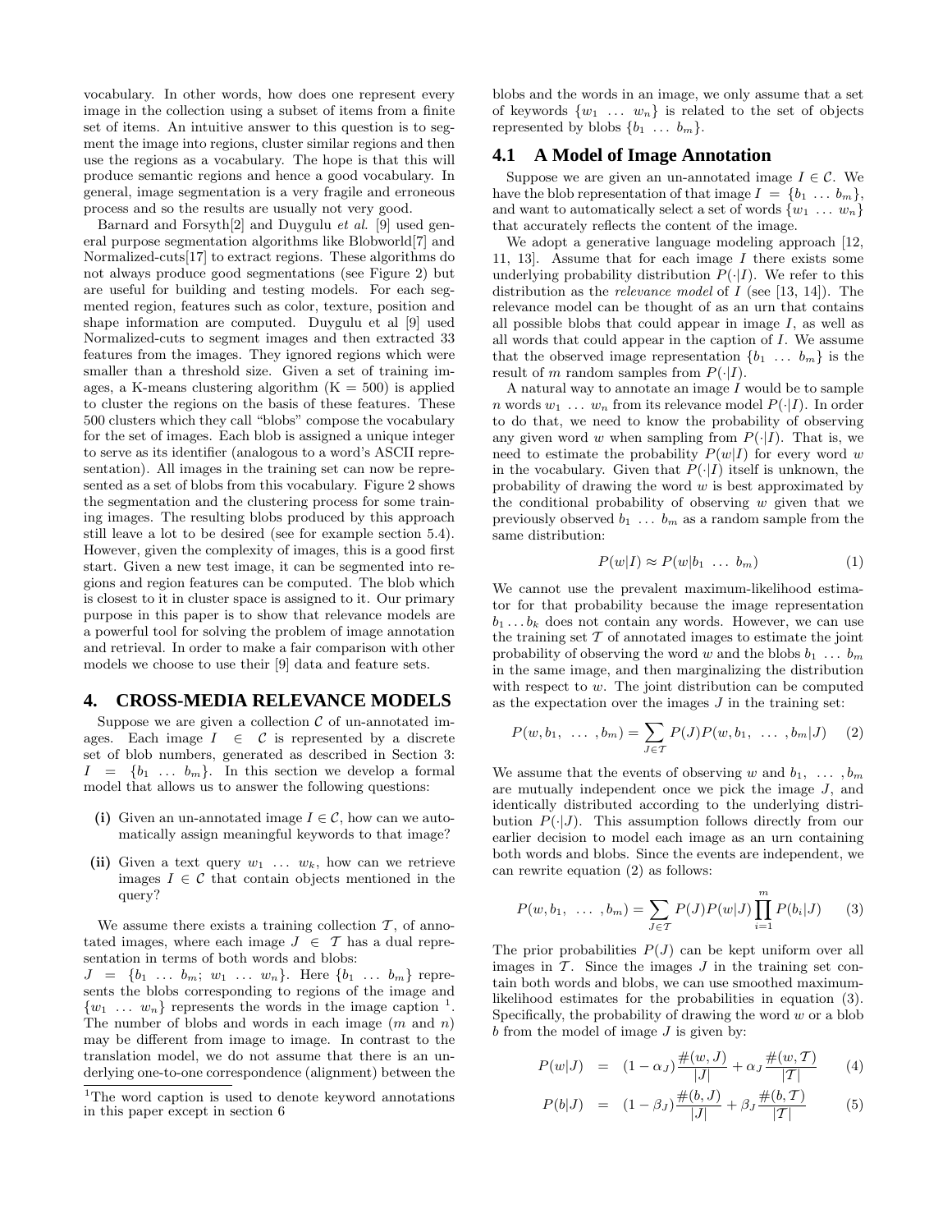vocabulary. In other words, how does one represent every image in the collection using a subset of items from a finite set of items. An intuitive answer to this question is to segment the image into regions, cluster similar regions and then use the regions as a vocabulary. The hope is that this will produce semantic regions and hence a good vocabulary. In general, image segmentation is a very fragile and erroneous process and so the results are usually not very good.

Barnard and Forsyth[2] and Duygulu *et al.* [9] used general purpose segmentation algorithms like Blobworld[7] and Normalized-cuts[17] to extract regions. These algorithms do not always produce good segmentations (see Figure 2) but are useful for building and testing models. For each segmented region, features such as color, texture, position and shape information are computed. Duygulu et al [9] used Normalized-cuts to segment images and then extracted 33 features from the images. They ignored regions which were smaller than a threshold size. Given a set of training images, a K-means clustering algorithm (K = 500) is applied to cluster the regions on the basis of these features. These 500 clusters which they call "blobs" compose the vocabulary for the set of images. Each blob is assigned a unique integer to serve as its identifier (analogous to a word's ASCII representation). All images in the training set can now be represented as a set of blobs from this vocabulary. Figure 2 shows the segmentation and the clustering process for some training images. The resulting blobs produced by this approach still leave a lot to be desired (see for example section 5.4). However, given the complexity of images, this is a good first start. Given a new test image, it can be segmented into regions and region features can be computed. The blob which is closest to it in cluster space is assigned to it. Our primary purpose in this paper is to show that relevance models are a powerful tool for solving the problem of image annotation and retrieval. In order to make a fair comparison with other models we choose to use their [9] data and feature sets.

# 4. CROSS-MEDIA RELEVANCE MODELS

Suppose we are given a collection $\mathcal{C}$ of un-annotated images. Each image $I \in \mathcal{C}$ is represented by a discrete set of blob numbers, generated as described in Section 3: $I = \{b_1 \ldots b_m\}$. In this section we develop a formal model that allows us to answer the following questions:

- **(i)** Given an un-annotated image $I \in \mathcal{C}$, how can we automatically assign meaningful keywords to that image?
- **(ii)** Given a text query $w_1 \ldots w_k$, how can we retrieve images $I \in \mathcal{C}$ that contain objects mentioned in the query?

We assume there exists a training collection $\mathcal{T}$, of annotated images, where each image $J \in \mathcal{T}$ has a dual representation in terms of both words and blobs: $J = \{b_1 \ldots b_m;\ w_1 \ldots w_n\}$. Here $\{b_1 \ldots b_m\}$ represents the blobs corresponding to regions of the image and $\{w_1 \ldots w_n\}$ represents the words in the image caption [1]. The number of blobs and words in each image ($m$ and $n$) may be different from image to image. In contrast to the translation model, we do not assume that there is an underlying one-to-one correspondence (alignment) between the blobs and the words in an image, we only assume that a set of keywords $\{w_1 \ldots w_n\}$ is related to the set of objects represented by blobs $\{b_1 \ldots b_m\}$.

[1] The word caption is used to denote keyword annotations in this paper except in section 6

## 4.1 A Model of Image Annotation

Suppose we are given an un-annotated image $I \in \mathcal{C}$. We have the blob representation of that image $I = \{b_1 \ldots b_m\}$, and want to automatically select a set of words $\{w_1 \ldots w_n\}$ that accurately reflects the content of the image.

We adopt a generative language modeling approach [12, 11, 13]. Assume that for each image $I$ there exists some underlying probability distribution $P(\cdot|I)$. We refer to this distribution as the *relevance model* of $I$ (see [13, 14]). The relevance model can be thought of as an urn that contains all possible blobs that could appear in image $I$, as well as all words that could appear in the caption of $I$. We assume that the observed image representation $\{b_1 \ldots b_m\}$ is the result of $m$ random samples from $P(\cdot|I)$.

A natural way to annotate an image $I$ would be to sample $n$ words $w_1 \ldots w_n$ from its relevance model $P(\cdot|I)$. In order to do that, we need to know the probability of observing any given word $w$ when sampling from $P(\cdot|I)$. That is, we need to estimate the probability $P(w|I)$ for every word $w$ in the vocabulary. Given that $P(\cdot|I)$ itself is unknown, the probability of drawing the word $w$ is best approximated by the conditional probability of observing $w$ given that we previously observed $b_1 \ldots b_m$ as a random sample from the same distribution:

$$P(w|I) \approx P(w|b_1 \ \ldots \ b_m) \tag{1}$$

We cannot use the prevalent maximum-likelihood estimator for that probability because the image representation $b_1 \ldots b_k$ does not contain any words. However, we can use the training set $\mathcal{T}$ of annotated images to estimate the joint probability of observing the word $w$ and the blobs $b_1 \ldots b_m$ in the same image, and then marginalizing the distribution with respect to $w$. The joint distribution can be computed as the expectation over the images $J$ in the training set:

$$P(w, b_1, \ \ldots \ , b_m) = \sum_{J \in \mathcal{T}} P(J) P(w, b_1, \ \ldots \ , b_m|J) \tag{2}$$

We assume that the events of observing $w$ and $b_1, \ldots, b_m$ are mutually independent once we pick the image $J$, and identically distributed according to the underlying distribution $P(\cdot|J)$. This assumption follows directly from our earlier decision to model each image as an urn containing both words and blobs. Since the events are independent, we can rewrite equation (2) as follows:

$$P(w, b_1, \ \ldots \ , b_m) = \sum_{J \in \mathcal{T}} P(J) P(w|J) \prod_{i=1}^{m} P(b_i|J) \tag{3}$$

The prior probabilities $P(J)$ can be kept uniform over all images in $\mathcal{T}$. Since the images $J$ in the training set contain both words and blobs, we can use smoothed maximum-likelihood estimates for the probabilities in equation (3). Specifically, the probability of drawing the word $w$ or a blob $b$ from the model of image $J$ is given by:

$$P(w|J) = (1 - \alpha_J) \frac{\#(w, J)}{|J|} + \alpha_J \frac{\#(w, \mathcal{T})}{|\mathcal{T}|} \tag{4}$$

$$P(b|J) = (1 - \beta_J) \frac{\#(b, J)}{|J|} + \beta_J \frac{\#(b, \mathcal{T})}{|\mathcal{T}|} \tag{5}$$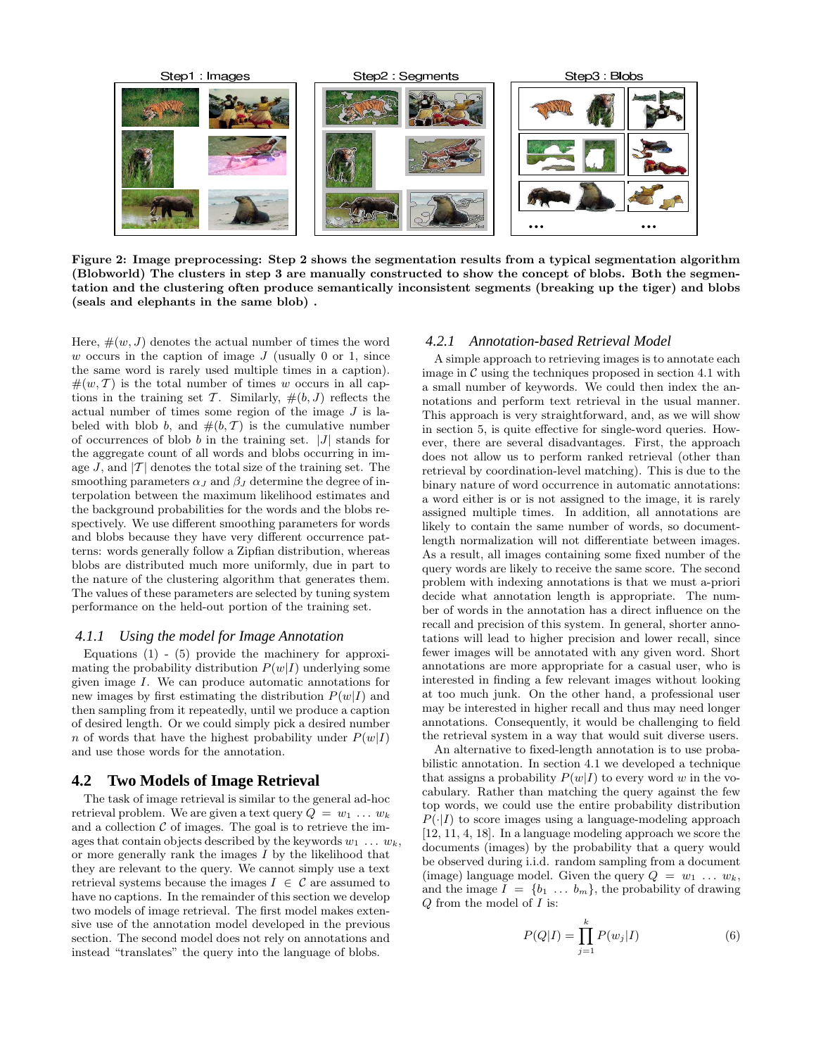Step1 : Images

Step2 : Segments

Step3 : Blobs

**Figure 2: Image preprocessing: Step 2 shows the segmentation results from a typical segmentation algorithm (Blobworld) The clusters in step 3 are manually constructed to show the concept of blobs. Both the segmentation and the clustering often produce semantically inconsistent segments (breaking up the tiger) and blobs (seals and elephants in the same blob) .**

Here, $\#(w, J)$ denotes the actual number of times the word $w$ occurs in the caption of image $J$ (usually 0 or 1, since the same word is rarely used multiple times in a caption). $\#(w, \mathcal{T})$ is the total number of times $w$ occurs in all captions in the training set $\mathcal{T}$. Similarly, $\#(b, J)$ reflects the actual number of times some region of the image $J$ is labeled with blob $b$, and $\#(b, \mathcal{T})$ is the cumulative number of occurrences of blob $b$ in the training set. $|J|$ stands for the aggregate count of all words and blobs occurring in image $J$, and $|\mathcal{T}|$ denotes the total size of the training set. The smoothing parameters $\alpha_J$ and $\beta_J$ determine the degree of interpolation between the maximum likelihood estimates and the background probabilities for the words and the blobs respectively. We use different smoothing parameters for words and blobs because they have very different occurrence patterns: words generally follow a Zipfian distribution, whereas blobs are distributed much more uniformly, due in part to the nature of the clustering algorithm that generates them. The values of these parameters are selected by tuning system performance on the held-out portion of the training set.

### *4.1.1 Using the model for Image Annotation*

Equations (1) - (5) provide the machinery for approximating the probability distribution $P(w|I)$ underlying some given image $I$. We can produce automatic annotations for new images by first estimating the distribution $P(w|I)$ and then sampling from it repeatedly, until we produce a caption of desired length. Or we could simply pick a desired number $n$ of words that have the highest probability under $P(w|I)$ and use those words for the annotation.

## 4.2 Two Models of Image Retrieval

The task of image retrieval is similar to the general ad-hoc retrieval problem. We are given a text query $Q = w_1 \dots w_k$ and a collection $\mathcal{C}$ of images. The goal is to retrieve the images that contain objects described by the keywords $w_1 \dots w_k$, or more generally rank the images $I$ by the likelihood that they are relevant to the query. We cannot simply use a text retrieval systems because the images $I \in \mathcal{C}$ are assumed to have no captions. In the remainder of this section we develop two models of image retrieval. The first model makes extensive use of the annotation model developed in the previous section. The second model does not rely on annotations and instead "translates" the query into the language of blobs.

### *4.2.1 Annotation-based Retrieval Model*

A simple approach to retrieving images is to annotate each image in $\mathcal{C}$ using the techniques proposed in section 4.1 with a small number of keywords. We could then index the annotations and perform text retrieval in the usual manner. This approach is very straightforward, and, as we will show in section 5, is quite effective for single-word queries. However, there are several disadvantages. First, the approach does not allow us to perform ranked retrieval (other than retrieval by coordination-level matching). This is due to the binary nature of word occurrence in automatic annotations: a word either is or is not assigned to the image, it is rarely assigned multiple times. In addition, all annotations are likely to contain the same number of words, so document-length normalization will not differentiate between images. As a result, all images containing some fixed number of the query words are likely to receive the same score. The second problem with indexing annotations is that we must a-priori decide what annotation length is appropriate. The number of words in the annotation has a direct influence on the recall and precision of this system. In general, shorter annotations will lead to higher precision and lower recall, since fewer images will be annotated with any given word. Short annotations are more appropriate for a casual user, who is interested in finding a few relevant images without looking at too much junk. On the other hand, a professional user may be interested in higher recall and thus may need longer annotations. Consequently, it would be challenging to field the retrieval system in a way that would suit diverse users.

An alternative to fixed-length annotation is to use probabilistic annotation. In section 4.1 we developed a technique that assigns a probability $P(w|I)$ to every word $w$ in the vocabulary. Rather than matching the query against the few top words, we could use the entire probability distribution $P(\cdot|I)$ to score images using a language-modeling approach [12, 11, 4, 18]. In a language modeling approach we score the documents (images) by the probability that a query would be observed during i.i.d. random sampling from a document (image) language model. Given the query $Q = w_1 \dots w_k$, and the image $I = \{b_1 \dots b_m\}$, the probability of drawing $Q$ from the model of $I$ is:

$$P(Q|I) = \prod_{j=1}^{k} P(w_j|I) \tag{6}$$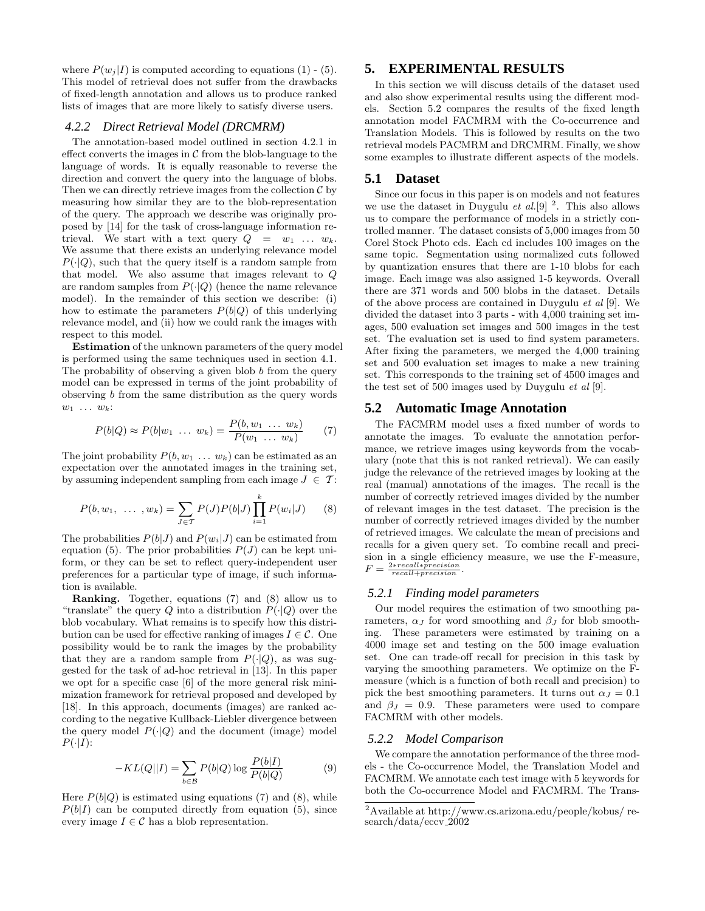where $P(w_j|I)$ is computed according to equations (1) - (5). This model of retrieval does not suffer from the drawbacks of fixed-length annotation and allows us to produce ranked lists of images that are more likely to satisfy diverse users.

#### 4.2.2 Direct Retrieval Model (DRCMRM)

The annotation-based model outlined in section 4.2.1 in effect converts the images in $\mathcal{C}$ from the blob-language to the language of words. It is equally reasonable to reverse the direction and convert the query into the language of blobs. Then we can directly retrieve images from the collection $\mathcal{C}$ by measuring how similar they are to the blob-representation of the query. The approach we describe was originally proposed by [14] for the task of cross-language information retrieval. We start with a text query $Q = w_1 \ldots w_k$. We assume that there exists an underlying relevance model $P(\cdot|Q)$, such that the query itself is a random sample from that model. We also assume that images relevant to $Q$ are random samples from $P(\cdot|Q)$ (hence the name relevance model). In the remainder of this section we describe: (i) how to estimate the parameters $P(b|Q)$ of this underlying relevance model, and (ii) how we could rank the images with respect to this model.

**Estimation** of the unknown parameters of the query model is performed using the same techniques used in section 4.1. The probability of observing a given blob $b$ from the query model can be expressed in terms of the joint probability of observing $b$ from the same distribution as the query words $w_1 \ldots w_k$:

$$P(b|Q) \approx P(b|w_1 \ldots w_k) = \frac{P(b, w_1 \ldots w_k)}{P(w_1 \ldots w_k)} \qquad (7)$$

The joint probability $P(b, w_1 \ldots w_k)$ can be estimated as an expectation over the annotated images in the training set, by assuming independent sampling from each image $J \in \mathcal{T}$:

$$P(b, w_1, \ldots, w_k) = \sum_{J \in \mathcal{T}} P(J) P(b|J) \prod_{i=1}^{k} P(w_i|J) \qquad (8)$$

The probabilities $P(b|J)$ and $P(w_i|J)$ can be estimated from equation (5). The prior probabilities $P(J)$ can be kept uniform, or they can be set to reflect query-independent user preferences for a particular type of image, if such information is available.

**Ranking.** Together, equations (7) and (8) allow us to "translate" the query $Q$ into a distribution $P(\cdot|Q)$ over the blob vocabulary. What remains is to specify how this distribution can be used for effective ranking of images $I \in \mathcal{C}$. One possibility would be to rank the images by the probability that they are a random sample from $P(\cdot|Q)$, as was suggested for the task of ad-hoc retrieval in [13]. In this paper we opt for a specific case [6] of the more general risk minimization framework for retrieval proposed and developed by [18]. In this approach, documents (images) are ranked according to the negative Kullback-Liebler divergence between the query model $P(\cdot|Q)$ and the document (image) model $P(\cdot|I)$:

$$-KL(Q||I) = \sum_{b \in \mathcal{B}} P(b|Q) \log \frac{P(b|I)}{P(b|Q)} \qquad (9)$$

Here $P(b|Q)$ is estimated using equations (7) and (8), while $P(b|I)$ can be computed directly from equation (5), since every image $I \in \mathcal{C}$ has a blob representation.

## 5. EXPERIMENTAL RESULTS

In this section we will discuss details of the dataset used and also show experimental results using the different models. Section 5.2 compares the results of the fixed length annotation model FACMRM with the Co-occurrence and Translation Models. This is followed by results on the two retrieval models PACMRM and DRCMRM. Finally, we show some examples to illustrate different aspects of the models.

### 5.1 Dataset

Since our focus in this paper is on models and not features we use the dataset in Duygulu *et al.*[9] [2]. This also allows us to compare the performance of models in a strictly controlled manner. The dataset consists of 5,000 images from 50 Corel Stock Photo cds. Each cd includes 100 images on the same topic. Segmentation using normalized cuts followed by quantization ensures that there are 1-10 blobs for each image. Each image was also assigned 1-5 keywords. Overall there are 371 words and 500 blobs in the dataset. Details of the above process are contained in Duygulu *et al* [9]. We divided the dataset into 3 parts - with 4,000 training set images, 500 evaluation set images and 500 images in the test set. The evaluation set is used to find system parameters. After fixing the parameters, we merged the 4,000 training set and 500 evaluation set images to make a new training set. This corresponds to the training set of 4500 images and the test set of 500 images used by Duygulu *et al* [9].

### 5.2 Automatic Image Annotation

The FACMRM model uses a fixed number of words to annotate the images. To evaluate the annotation performance, we retrieve images using keywords from the vocabulary (note that this is not ranked retrieval). We can easily judge the relevance of the retrieved images by looking at the real (manual) annotations of the images. The recall is the number of correctly retrieved images divided by the number of relevant images in the test dataset. The precision is the number of correctly retrieved images divided by the number of retrieved images. We calculate the mean of precisions and recalls for a given query set. To combine recall and precision in a single efficiency measure, we use the F-measure, $F = \frac{2*recall*precision}{recall+precision}$.

#### 5.2.1 Finding model parameters

Our model requires the estimation of two smoothing parameters, $\alpha_J$ for word smoothing and $\beta_J$ for blob smoothing. These parameters were estimated by training on a 4000 image set and testing on the 500 image evaluation set. One can trade-off recall for precision in this task by varying the smoothing parameters. We optimize on the F-measure (which is a function of both recall and precision) to pick the best smoothing parameters. It turns out $\alpha_J = 0.1$ and $\beta_J = 0.9$. These parameters were used to compare FACMRM with other models.

#### 5.2.2 Model Comparison

We compare the annotation performance of the three models - the Co-occurrence Model, the Translation Model and FACMRM. We annotate each test image with 5 keywords for both the Co-occurrence Model and FACMRM. The Trans-

[2] Available at http://www.cs.arizona.edu/people/kobus/ research/data/eccv_2002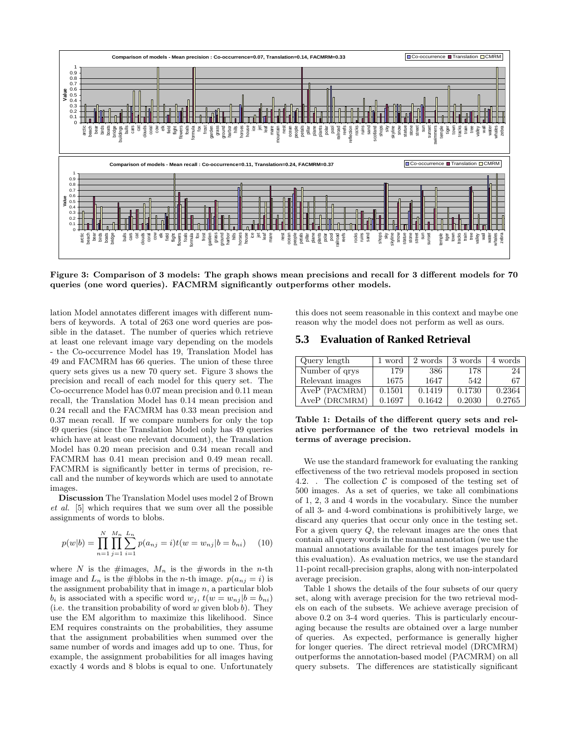Figure 3: Comparison of 3 models: The graph shows mean precisions and recall for 3 different models for 70 queries (one word queries). FACMRM significantly outperforms other models.

lation Model annotates different images with different numbers of keywords. A total of 263 one word queries are possible in the dataset. The number of queries which retrieve at least one relevant image vary depending on the models - the Co-occurrence Model has 19, Translation Model has 49 and FACMRM has 66 queries. The union of these three query sets gives us a new 70 query set. Figure 3 shows the precision and recall of each model for this query set. The Co-occurrence Model has 0.07 mean precision and 0.11 mean recall, the Translation Model has 0.14 mean precision and 0.24 recall and the FACMRM has 0.33 mean precision and 0.37 mean recall. If we compare numbers for only the top 49 queries (since the Translation Model only has 49 queries which have at least one relevant document), the Translation Model has 0.20 mean precision and 0.34 mean recall and FACMRM has 0.41 mean precision and 0.49 mean recall. FACMRM is significantly better in terms of precision, recall and the number of keywords which are used to annotate images.

**Discussion** The Translation Model uses model 2 of Brown *et al.* [5] which requires that we sum over all the possible assignments of words to blobs.

$$p(w|b) = \prod_{n=1}^{N} \prod_{j=1}^{M_n} \sum_{i=1}^{L_n} p(a_{nj} = i) t(w = w_{nj} | b = b_{ni}) \quad (10)$$

where $N$ is the #images, $M_n$ is the #words in the $n$-th image and $L_n$ is the #blobs in the $n$-th image. $p(a_{nj} = i)$ is the assignment probability that in image $n$, a particular blob $b_i$ is associated with a specific word $w_j$, $t(w = w_{nj} | b = b_{ni})$ (i.e. the transition probability of word $w$ given blob $b$). They use the EM algorithm to maximize this likelihood. Since EM requires constraints on the probabilities, they assume that the assignment probabilities when summed over the same number of words and images add up to one. Thus, for example, the assignment probabilities for all images having exactly 4 words and 8 blobs is equal to one. Unfortunately this does not seem reasonable in this context and maybe one reason why the model does not perform as well as ours.

## 5.3 Evaluation of Ranked Retrieval

| Query length | 1 word | 2 words | 3 words | 4 words |
|---|---|---|---|---|
| Number of qrys | 179 | 386 | 178 | 24 |
| Relevant images | 1675 | 1647 | 542 | 67 |
| AveP (PACMRM) | 0.1501 | 0.1419 | 0.1730 | 0.2364 |
| AveP (DRCMRM) | 0.1697 | 0.1642 | 0.2030 | 0.2765 |

**Table 1: Details of the different query sets and relative performance of the two retrieval models in terms of average precision.**

We use the standard framework for evaluating the ranking effectiveness of the two retrieval models proposed in section 4.2. . The collection $\mathcal{C}$ is composed of the testing set of 500 images. As a set of queries, we take all combinations of 1, 2, 3 and 4 words in the vocabulary. Since the number of all 3- and 4-word combinations is prohibitively large, we discard any queries that occur only once in the testing set. For a given query $Q$, the relevant images are the ones that contain all query words in the manual annotation (we use the manual annotations available for the test images purely for this evaluation). As evaluation metrics, we use the standard 11-point recall-precision graphs, along with non-interpolated average precision.

Table 1 shows the details of the four subsets of our query set, along with average precision for the two retrieval models on each of the subsets. We achieve average precision of above 0.2 on 3-4 word queries. This is particularly encouraging because the results are obtained over a large number of queries. As expected, performance is generally higher for longer queries. The direct retrieval model (DRCMRM) outperforms the annotation-based model (PACMRM) on all query subsets. The differences are statistically significant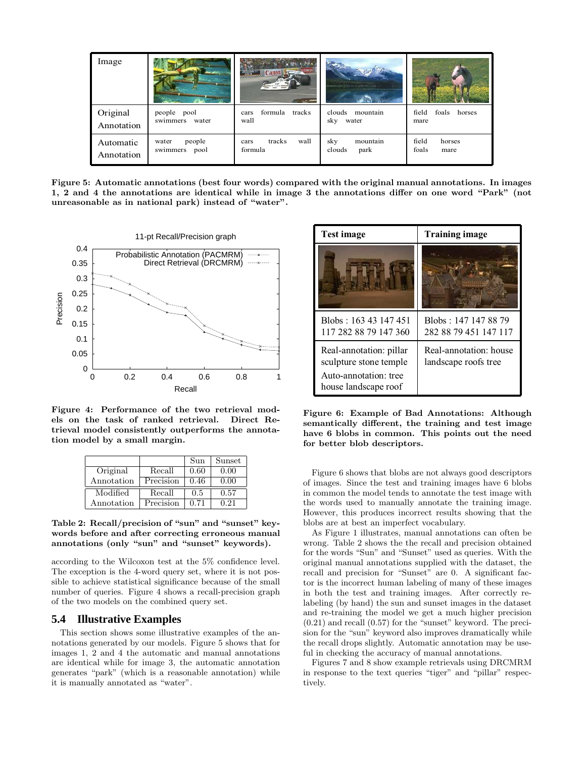| Image | | | | |
|---|---|---|---|---|
| Original Annotation | people pool swimmers water | cars formula tracks wall | clouds mountain sky water | field foals horses mare |
| Automatic Annotation | water people swimmers pool | cars tracks wall formula | sky mountain clouds park | field horses foals mare |

**Figure 5: Automatic annotations (best four words) compared with the original manual annotations. In images 1, 2 and 4 the annotations are identical while in image 3 the annotations differ on one word "Park" (not unreasonable as in national park) instead of "water".**

**Figure 4: Performance of the two retrieval models on the task of ranked retrieval. Direct Retrieval model consistently outperforms the annotation model by a small margin.**

| | | Sun | Sunset |
|---|---|---|---|
| Original Annotation | Recall | 0.60 | 0.00 |
| | Precision | 0.46 | 0.00 |
| Modified Annotation | Recall | 0.5 | 0.57 |
| | Precision | 0.71 | 0.21 |

**Table 2: Recall/precision of "sun" and "sunset" keywords before and after correcting erroneous manual annotations (only "sun" and "sunset" keywords).**

according to the Wilcoxon test at the 5% confidence level. The exception is the 4-word query set, where it is not possible to achieve statistical significance because of the small number of queries. Figure 4 shows a recall-precision graph of the two models on the combined query set.

## 5.4 Illustrative Examples

This section shows some illustrative examples of the annotations generated by our models. Figure 5 shows that for images 1, 2 and 4 the automatic and manual annotations are identical while for image 3, the automatic annotation generates "park" (which is a reasonable annotation) while it is manually annotated as "water".

| Test image | Training image |
|---|---|
| | |
| Blobs : 163 43 147 451 117 282 88 79 147 360 | Blobs : 147 147 88 79 282 88 79 451 147 117 |
| Real-annotation: pillar sculpture stone temple<br>Auto-annotation: tree house landscape roof | Real-annotation: house landscape roofs tree |

**Figure 6: Example of Bad Annotations: Although semantically different, the training and test image have 6 blobs in common. This points out the need for better blob descriptors.**

Figure 6 shows that blobs are not always good descriptors of images. Since the test and training images have 6 blobs in common the model tends to annotate the test image with the words used to manually annotate the training image. However, this produces incorrect results showing that the blobs are at best an imperfect vocabulary.

As Figure 1 illustrates, manual annotations can often be wrong. Table 2 shows the the recall and precision obtained for the words "Sun" and "Sunset" used as queries. With the original manual annotations supplied with the dataset, the recall and precision for "Sunset" are 0. A significant factor is the incorrect human labeling of many of these images in both the test and training images. After correctly relabeling (by hand) the sun and sunset images in the dataset and re-training the model we get a much higher precision (0.21) and recall (0.57) for the "sunset" keyword. The precision for the "sun" keyword also improves dramatically while the recall drops slightly. Automatic annotation may be useful in checking the accuracy of manual annotations.

Figures 7 and 8 show example retrievals using DRCMRM in response to the text queries "tiger" and "pillar" respectively.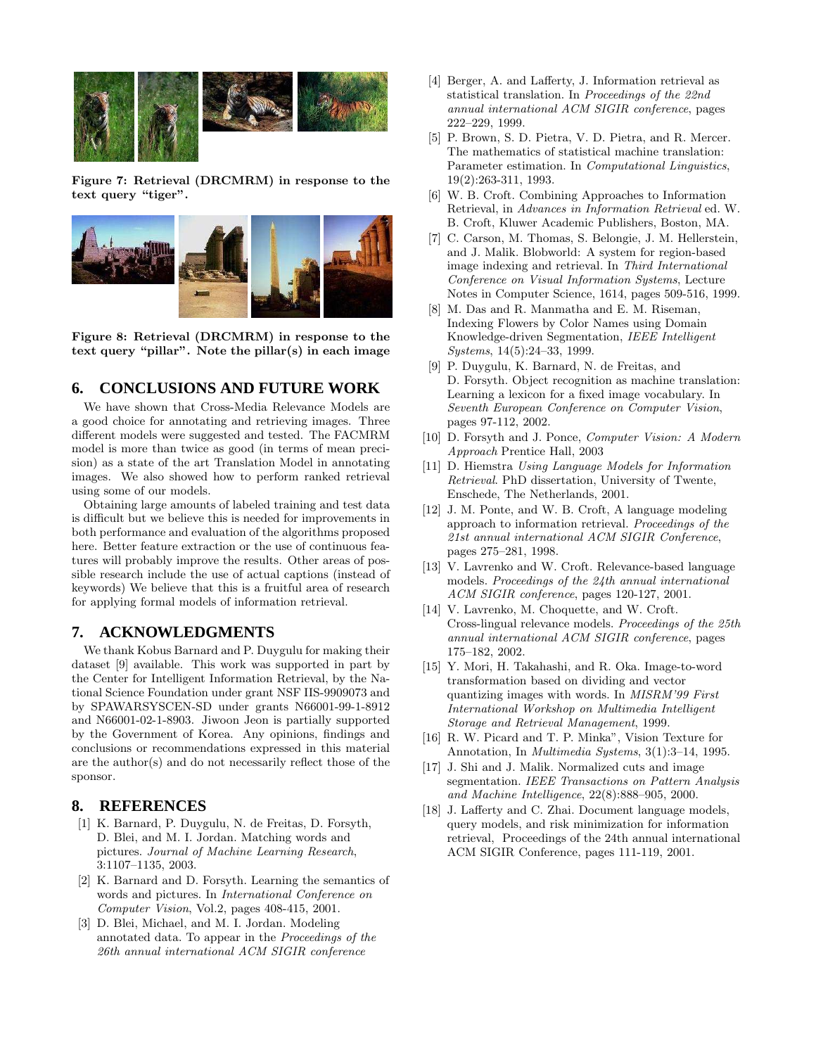**Figure 7: Retrieval (DRCMRM) in response to the text query "tiger".**

**Figure 8: Retrieval (DRCMRM) in response to the text query "pillar". Note the pillar(s) in each image**

## 6. CONCLUSIONS AND FUTURE WORK

We have shown that Cross-Media Relevance Models are a good choice for annotating and retrieving images. Three different models were suggested and tested. The FACMRM model is more than twice as good (in terms of mean precision) as a state of the art Translation Model in annotating images. We also showed how to perform ranked retrieval using some of our models.

Obtaining large amounts of labeled training and test data is difficult but we believe this is needed for improvements in both performance and evaluation of the algorithms proposed here. Better feature extraction or the use of continuous features will probably improve the results. Other areas of possible research include the use of actual captions (instead of keywords) We believe that this is a fruitful area of research for applying formal models of information retrieval.

## 7. ACKNOWLEDGMENTS

We thank Kobus Barnard and P. Duygulu for making their dataset [9] available. This work was supported in part by the Center for Intelligent Information Retrieval, by the National Science Foundation under grant NSF IIS-9909073 and by SPAWARSYSCEN-SD under grants N66001-99-1-8912 and N66001-02-1-8903. Jiwoon Jeon is partially supported by the Government of Korea. Any opinions, findings and conclusions or recommendations expressed in this material are the author(s) and do not necessarily reflect those of the sponsor.

## 8. REFERENCES

[1] K. Barnard, P. Duygulu, N. de Freitas, D. Forsyth, D. Blei, and M. I. Jordan. Matching words and pictures. *Journal of Machine Learning Research*, 3:1107–1135, 2003.

[2] K. Barnard and D. Forsyth. Learning the semantics of words and pictures. In *International Conference on Computer Vision*, Vol.2, pages 408-415, 2001.

[3] D. Blei, Michael, and M. I. Jordan. Modeling annotated data. To appear in the *Proceedings of the 26th annual international ACM SIGIR conference*

[4] Berger, A. and Lafferty, J. Information retrieval as statistical translation. In *Proceedings of the 22nd annual international ACM SIGIR conference*, pages 222–229, 1999.

[5] P. Brown, S. D. Pietra, V. D. Pietra, and R. Mercer. The mathematics of statistical machine translation: Parameter estimation. In *Computational Linguistics*, 19(2):263-311, 1993.

[6] W. B. Croft. Combining Approaches to Information Retrieval, in *Advances in Information Retrieval* ed. W. B. Croft, Kluwer Academic Publishers, Boston, MA.

[7] C. Carson, M. Thomas, S. Belongie, J. M. Hellerstein, and J. Malik. Blobworld: A system for region-based image indexing and retrieval. In *Third International Conference on Visual Information Systems*, Lecture Notes in Computer Science, 1614, pages 509-516, 1999.

[8] M. Das and R. Manmatha and E. M. Riseman, Indexing Flowers by Color Names using Domain Knowledge-driven Segmentation, *IEEE Intelligent Systems*, 14(5):24–33, 1999.

[9] P. Duygulu, K. Barnard, N. de Freitas, and D. Forsyth. Object recognition as machine translation: Learning a lexicon for a fixed image vocabulary. In *Seventh European Conference on Computer Vision*, pages 97-112, 2002.

[10] D. Forsyth and J. Ponce, *Computer Vision: A Modern Approach* Prentice Hall, 2003

[11] D. Hiemstra *Using Language Models for Information Retrieval*. PhD dissertation, University of Twente, Enschede, The Netherlands, 2001.

[12] J. M. Ponte, and W. B. Croft, A language modeling approach to information retrieval. *Proceedings of the 21st annual international ACM SIGIR Conference*, pages 275–281, 1998.

[13] V. Lavrenko and W. Croft. Relevance-based language models. *Proceedings of the 24th annual international ACM SIGIR conference*, pages 120-127, 2001.

[14] V. Lavrenko, M. Choquette, and W. Croft. Cross-lingual relevance models. *Proceedings of the 25th annual international ACM SIGIR conference*, pages 175–182, 2002.

[15] Y. Mori, H. Takahashi, and R. Oka. Image-to-word transformation based on dividing and vector quantizing images with words. In *MISRM'99 First International Workshop on Multimedia Intelligent Storage and Retrieval Management*, 1999.

[16] R. W. Picard and T. P. Minka", Vision Texture for Annotation, In *Multimedia Systems*, 3(1):3–14, 1995.

[17] J. Shi and J. Malik. Normalized cuts and image segmentation. *IEEE Transactions on Pattern Analysis and Machine Intelligence*, 22(8):888–905, 2000.

[18] J. Lafferty and C. Zhai. Document language models, query models, and risk minimization for information retrieval, Proceedings of the 24th annual international ACM SIGIR Conference, pages 111-119, 2001.